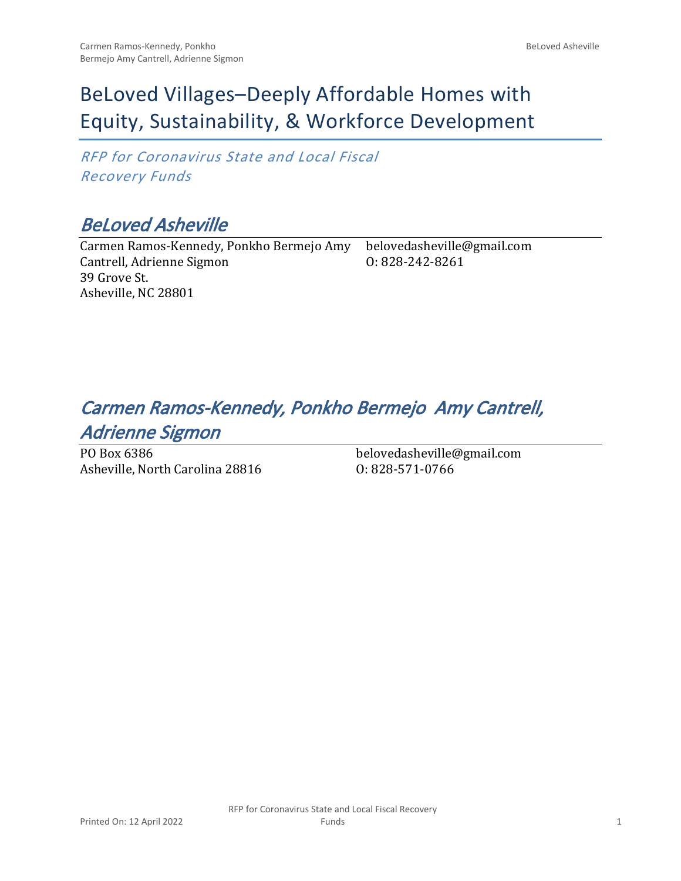# BeLoved Villages–Deeply Affordable Homes with Equity, Sustainability, & Workforce Development

*RFP for Coronavirus State and Local Fiscal Recovery Funds*

## *BeLoved Asheville*

Carmen Ramos-Kennedy, Ponkho Bermejo Amy Cantrell, Adrienne Sigmon
39 Grove St.
Asheville, NC 28801

belovedasheville@gmail.com
O: 828-242-8261

## *Carmen Ramos-Kennedy, Ponkho Bermejo Amy Cantrell, Adrienne Sigmon*

PO Box 6386
Asheville, North Carolina 28816

belovedasheville@gmail.com
O: 828-571-0766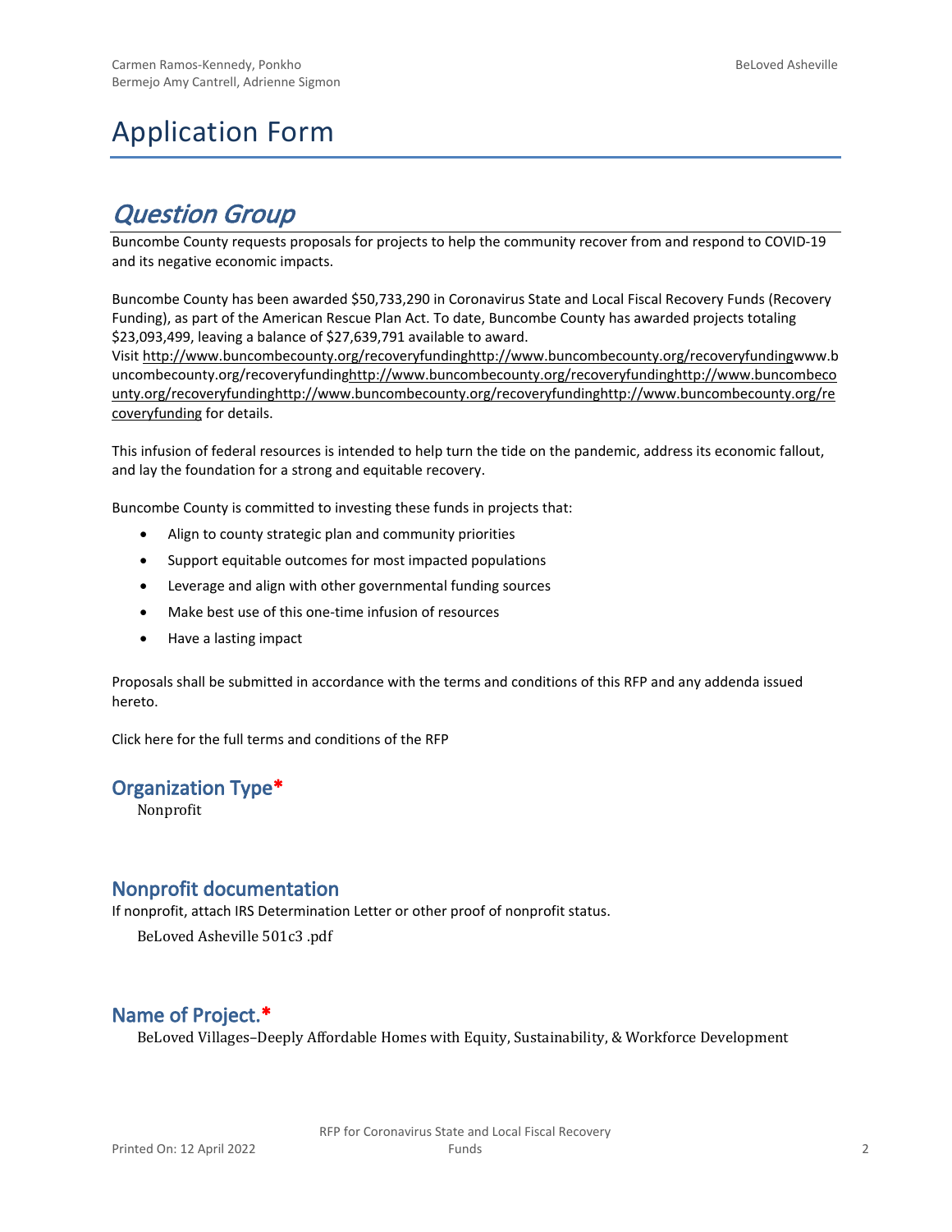# Application Form

## *Question Group*

Buncombe County requests proposals for projects to help the community recover from and respond to COVID-19 and its negative economic impacts.

Buncombe County has been awarded $50,733,290 in Coronavirus State and Local Fiscal Recovery Funds (Recovery Funding), as part of the American Rescue Plan Act. To date, Buncombe County has awarded projects totaling $23,093,499, leaving a balance of $27,639,791 available to award.
Visit http://www.buncombecounty.org/recoveryfundinghttp://www.buncombecounty.org/recoveryfundingwww.buncombecounty.org/recoveryfundinghttp://www.buncombecounty.org/recoveryfundinghttp://www.buncombecounty.org/recoveryfundinghttp://www.buncombecounty.org/recoveryfundinghttp://www.buncombecounty.org/recoveryfunding for details.

This infusion of federal resources is intended to help turn the tide on the pandemic, address its economic fallout, and lay the foundation for a strong and equitable recovery.

Buncombe County is committed to investing these funds in projects that:

- Align to county strategic plan and community priorities
- Support equitable outcomes for most impacted populations
- Leverage and align with other governmental funding sources
- Make best use of this one-time infusion of resources
- Have a lasting impact

Proposals shall be submitted in accordance with the terms and conditions of this RFP and any addenda issued hereto.

Click here for the full terms and conditions of the RFP

### Organization Type*

Nonprofit

### Nonprofit documentation

If nonprofit, attach IRS Determination Letter or other proof of nonprofit status.

BeLoved Asheville 501c3 .pdf

### Name of Project.*

BeLoved Villages–Deeply Affordable Homes with Equity, Sustainability, & Workforce Development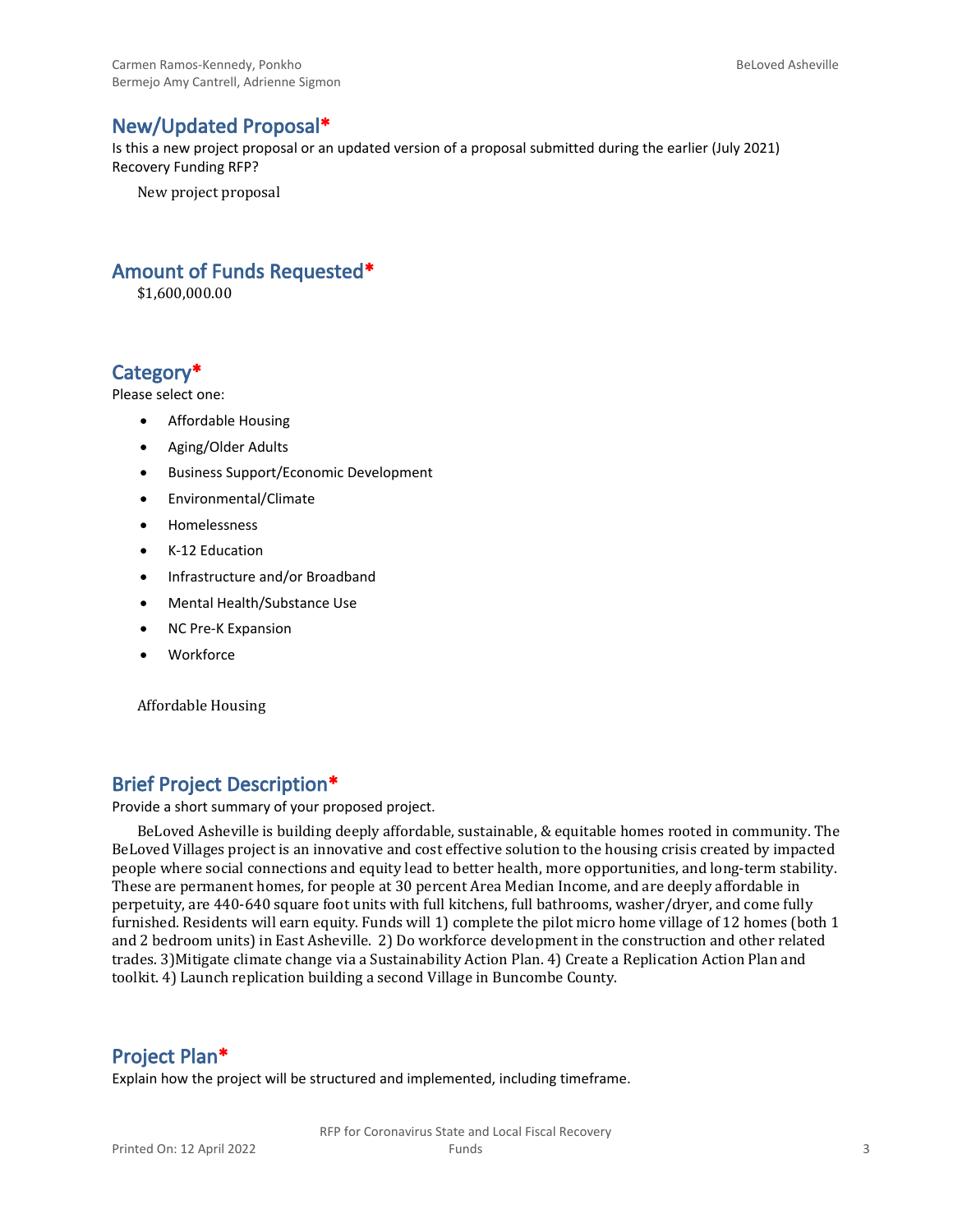## New/Updated Proposal*

Is this a new project proposal or an updated version of a proposal submitted during the earlier (July 2021) Recovery Funding RFP?

New project proposal

## Amount of Funds Requested*

$1,600,000.00

## Category*

Please select one:

- Affordable Housing
- Aging/Older Adults
- Business Support/Economic Development
- Environmental/Climate
- Homelessness
- K-12 Education
- Infrastructure and/or Broadband
- Mental Health/Substance Use
- NC Pre-K Expansion
- Workforce

Affordable Housing

## Brief Project Description*

Provide a short summary of your proposed project.

BeLoved Asheville is building deeply affordable, sustainable, & equitable homes rooted in community. The BeLoved Villages project is an innovative and cost effective solution to the housing crisis created by impacted people where social connections and equity lead to better health, more opportunities, and long-term stability. These are permanent homes, for people at 30 percent Area Median Income, and are deeply affordable in perpetuity, are 440-640 square foot units with full kitchens, full bathrooms, washer/dryer, and come fully furnished. Residents will earn equity. Funds will 1) complete the pilot micro home village of 12 homes (both 1 and 2 bedroom units) in East Asheville. 2) Do workforce development in the construction and other related trades. 3)Mitigate climate change via a Sustainability Action Plan. 4) Create a Replication Action Plan and toolkit. 4) Launch replication building a second Village in Buncombe County.

## Project Plan*

Explain how the project will be structured and implemented, including timeframe.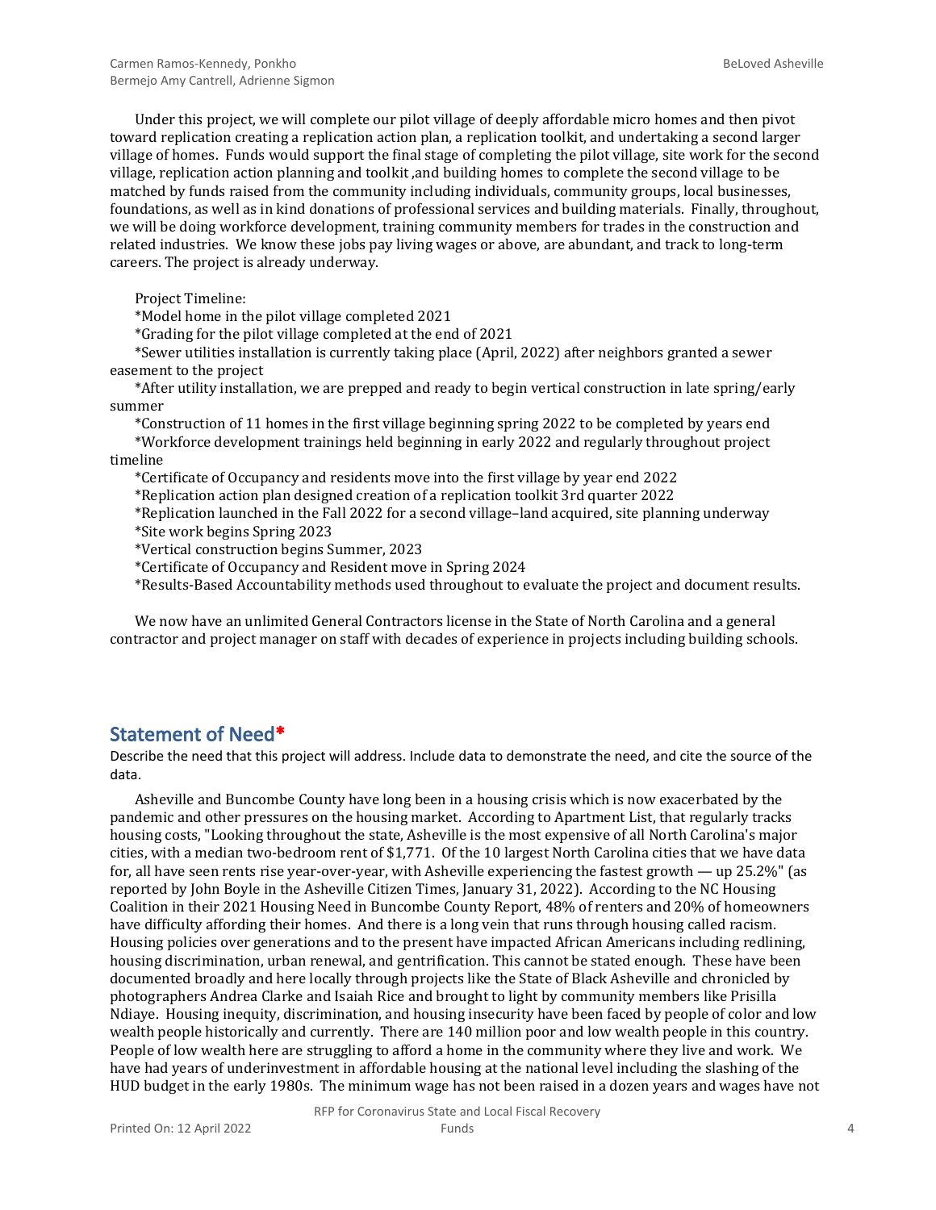Under this project, we will complete our pilot village of deeply affordable micro homes and then pivot toward replication creating a replication action plan, a replication toolkit, and undertaking a second larger village of homes. Funds would support the final stage of completing the pilot village, site work for the second village, replication action planning and toolkit ,and building homes to complete the second village to be matched by funds raised from the community including individuals, community groups, local businesses, foundations, as well as in kind donations of professional services and building materials. Finally, throughout, we will be doing workforce development, training community members for trades in the construction and related industries. We know these jobs pay living wages or above, are abundant, and track to long-term careers. The project is already underway.

Project Timeline:

*Model home in the pilot village completed 2021

*Grading for the pilot village completed at the end of 2021

*Sewer utilities installation is currently taking place (April, 2022) after neighbors granted a sewer easement to the project

*After utility installation, we are prepped and ready to begin vertical construction in late spring/early summer

*Construction of 11 homes in the first village beginning spring 2022 to be completed by years end

*Workforce development trainings held beginning in early 2022 and regularly throughout project timeline

*Certificate of Occupancy and residents move into the first village by year end 2022

*Replication action plan designed creation of a replication toolkit 3rd quarter 2022

*Replication launched in the Fall 2022 for a second village–land acquired, site planning underway

*Site work begins Spring 2023

*Vertical construction begins Summer, 2023

*Certificate of Occupancy and Resident move in Spring 2024

*Results-Based Accountability methods used throughout to evaluate the project and document results.

We now have an unlimited General Contractors license in the State of North Carolina and a general contractor and project manager on staff with decades of experience in projects including building schools.

## Statement of Need*

Describe the need that this project will address. Include data to demonstrate the need, and cite the source of the data.

Asheville and Buncombe County have long been in a housing crisis which is now exacerbated by the pandemic and other pressures on the housing market. According to Apartment List, that regularly tracks housing costs, "Looking throughout the state, Asheville is the most expensive of all North Carolina's major cities, with a median two-bedroom rent of $1,771. Of the 10 largest North Carolina cities that we have data for, all have seen rents rise year-over-year, with Asheville experiencing the fastest growth — up 25.2%" (as reported by John Boyle in the Asheville Citizen Times, January 31, 2022). According to the NC Housing Coalition in their 2021 Housing Need in Buncombe County Report, 48% of renters and 20% of homeowners have difficulty affording their homes. And there is a long vein that runs through housing called racism. Housing policies over generations and to the present have impacted African Americans including redlining, housing discrimination, urban renewal, and gentrification. This cannot be stated enough. These have been documented broadly and here locally through projects like the State of Black Asheville and chronicled by photographers Andrea Clarke and Isaiah Rice and brought to light by community members like Prisilla Ndiaye. Housing inequity, discrimination, and housing insecurity have been faced by people of color and low wealth people historically and currently. There are 140 million poor and low wealth people in this country. People of low wealth here are struggling to afford a home in the community where they live and work. We have had years of underinvestment in affordable housing at the national level including the slashing of the HUD budget in the early 1980s. The minimum wage has not been raised in a dozen years and wages have not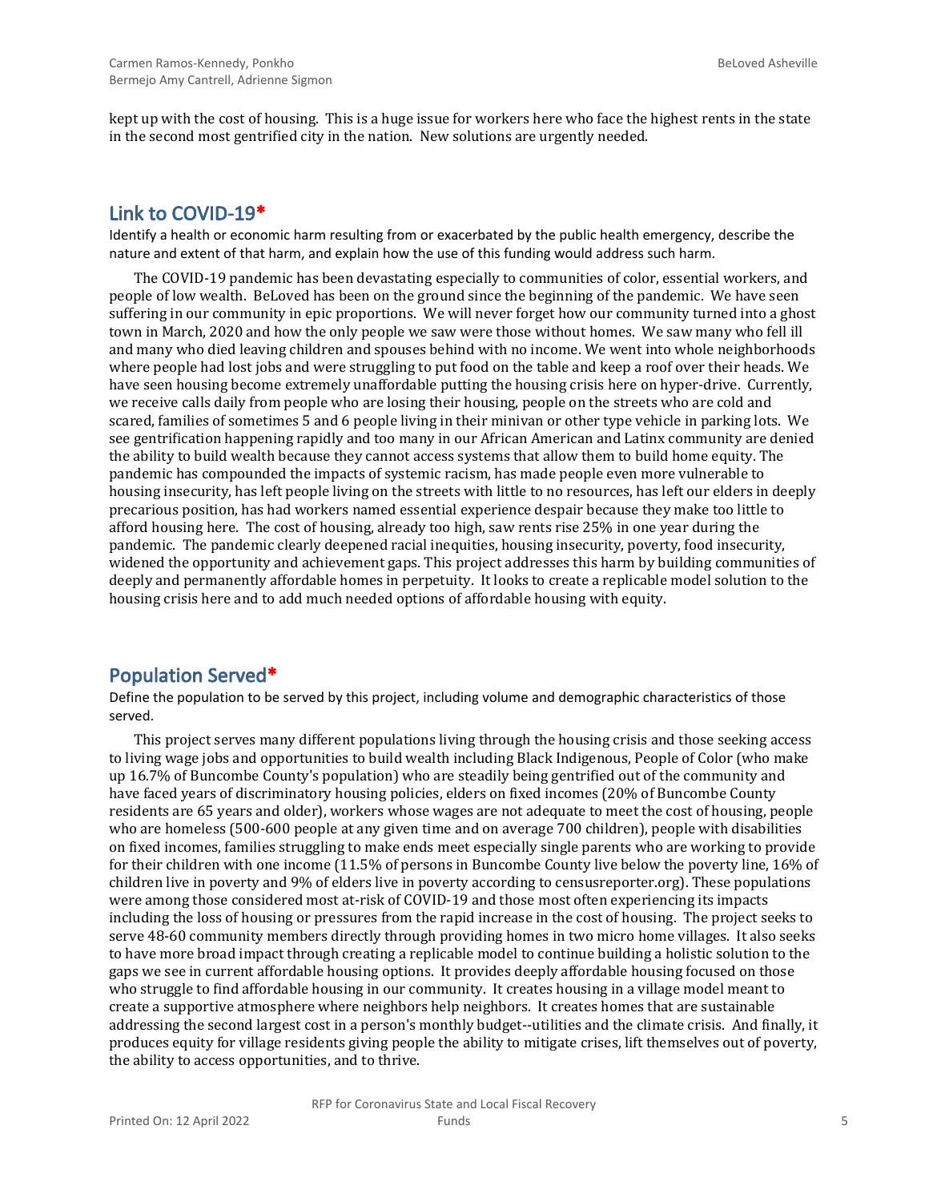kept up with the cost of housing. This is a huge issue for workers here who face the highest rents in the state in the second most gentrified city in the nation. New solutions are urgently needed.

## Link to COVID-19*

Identify a health or economic harm resulting from or exacerbated by the public health emergency, describe the nature and extent of that harm, and explain how the use of this funding would address such harm.

The COVID-19 pandemic has been devastating especially to communities of color, essential workers, and people of low wealth. BeLoved has been on the ground since the beginning of the pandemic. We have seen suffering in our community in epic proportions. We will never forget how our community turned into a ghost town in March, 2020 and how the only people we saw were those without homes. We saw many who fell ill and many who died leaving children and spouses behind with no income. We went into whole neighborhoods where people had lost jobs and were struggling to put food on the table and keep a roof over their heads. We have seen housing become extremely unaffordable putting the housing crisis here on hyper-drive. Currently, we receive calls daily from people who are losing their housing, people on the streets who are cold and scared, families of sometimes 5 and 6 people living in their minivan or other type vehicle in parking lots. We see gentrification happening rapidly and too many in our African American and Latinx community are denied the ability to build wealth because they cannot access systems that allow them to build home equity. The pandemic has compounded the impacts of systemic racism, has made people even more vulnerable to housing insecurity, has left people living on the streets with little to no resources, has left our elders in deeply precarious position, has had workers named essential experience despair because they make too little to afford housing here. The cost of housing, already too high, saw rents rise 25% in one year during the pandemic. The pandemic clearly deepened racial inequities, housing insecurity, poverty, food insecurity, widened the opportunity and achievement gaps. This project addresses this harm by building communities of deeply and permanently affordable homes in perpetuity. It looks to create a replicable model solution to the housing crisis here and to add much needed options of affordable housing with equity.

## Population Served*

Define the population to be served by this project, including volume and demographic characteristics of those served.

This project serves many different populations living through the housing crisis and those seeking access to living wage jobs and opportunities to build wealth including Black Indigenous, People of Color (who make up 16.7% of Buncombe County's population) who are steadily being gentrified out of the community and have faced years of discriminatory housing policies, elders on fixed incomes (20% of Buncombe County residents are 65 years and older), workers whose wages are not adequate to meet the cost of housing, people who are homeless (500-600 people at any given time and on average 700 children), people with disabilities on fixed incomes, families struggling to make ends meet especially single parents who are working to provide for their children with one income (11.5% of persons in Buncombe County live below the poverty line, 16% of children live in poverty and 9% of elders live in poverty according to censusreporter.org). These populations were among those considered most at-risk of COVID-19 and those most often experiencing its impacts including the loss of housing or pressures from the rapid increase in the cost of housing. The project seeks to serve 48-60 community members directly through providing homes in two micro home villages. It also seeks to have more broad impact through creating a replicable model to continue building a holistic solution to the gaps we see in current affordable housing options. It provides deeply affordable housing focused on those who struggle to find affordable housing in our community. It creates housing in a village model meant to create a supportive atmosphere where neighbors help neighbors. It creates homes that are sustainable addressing the second largest cost in a person's monthly budget--utilities and the climate crisis. And finally, it produces equity for village residents giving people the ability to mitigate crises, lift themselves out of poverty, the ability to access opportunities, and to thrive.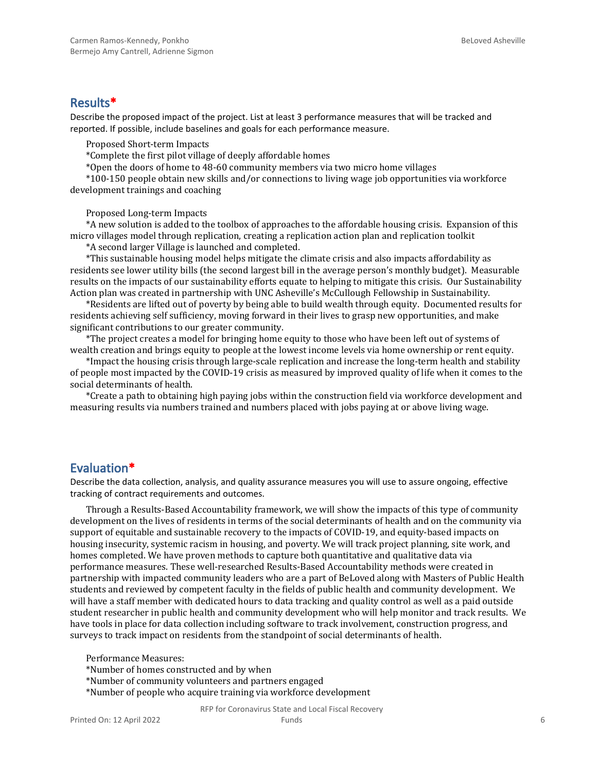## Results*

Describe the proposed impact of the project. List at least 3 performance measures that will be tracked and reported. If possible, include baselines and goals for each performance measure.

Proposed Short-term Impacts

*Complete the first pilot village of deeply affordable homes

*Open the doors of home to 48-60 community members via two micro home villages

*100-150 people obtain new skills and/or connections to living wage job opportunities via workforce development trainings and coaching

Proposed Long-term Impacts

*A new solution is added to the toolbox of approaches to the affordable housing crisis. Expansion of this micro villages model through replication, creating a replication action plan and replication toolkit

*A second larger Village is launched and completed.

*This sustainable housing model helps mitigate the climate crisis and also impacts affordability as residents see lower utility bills (the second largest bill in the average person's monthly budget). Measurable results on the impacts of our sustainability efforts equate to helping to mitigate this crisis. Our Sustainability Action plan was created in partnership with UNC Asheville's McCullough Fellowship in Sustainability.

*Residents are lifted out of poverty by being able to build wealth through equity. Documented results for residents achieving self sufficiency, moving forward in their lives to grasp new opportunities, and make significant contributions to our greater community.

*The project creates a model for bringing home equity to those who have been left out of systems of wealth creation and brings equity to people at the lowest income levels via home ownership or rent equity.

*Impact the housing crisis through large-scale replication and increase the long-term health and stability of people most impacted by the COVID-19 crisis as measured by improved quality of life when it comes to the social determinants of health.

*Create a path to obtaining high paying jobs within the construction field via workforce development and measuring results via numbers trained and numbers placed with jobs paying at or above living wage.

## Evaluation*

Describe the data collection, analysis, and quality assurance measures you will use to assure ongoing, effective tracking of contract requirements and outcomes.

Through a Results-Based Accountability framework, we will show the impacts of this type of community development on the lives of residents in terms of the social determinants of health and on the community via support of equitable and sustainable recovery to the impacts of COVID-19, and equity-based impacts on housing insecurity, systemic racism in housing, and poverty. We will track project planning, site work, and homes completed. We have proven methods to capture both quantitative and qualitative data via performance measures. These well-researched Results-Based Accountability methods were created in partnership with impacted community leaders who are a part of BeLoved along with Masters of Public Health students and reviewed by competent faculty in the fields of public health and community development. We will have a staff member with dedicated hours to data tracking and quality control as well as a paid outside student researcher in public health and community development who will help monitor and track results. We have tools in place for data collection including software to track involvement, construction progress, and surveys to track impact on residents from the standpoint of social determinants of health.

Performance Measures:

*Number of homes constructed and by when

*Number of community volunteers and partners engaged

*Number of people who acquire training via workforce development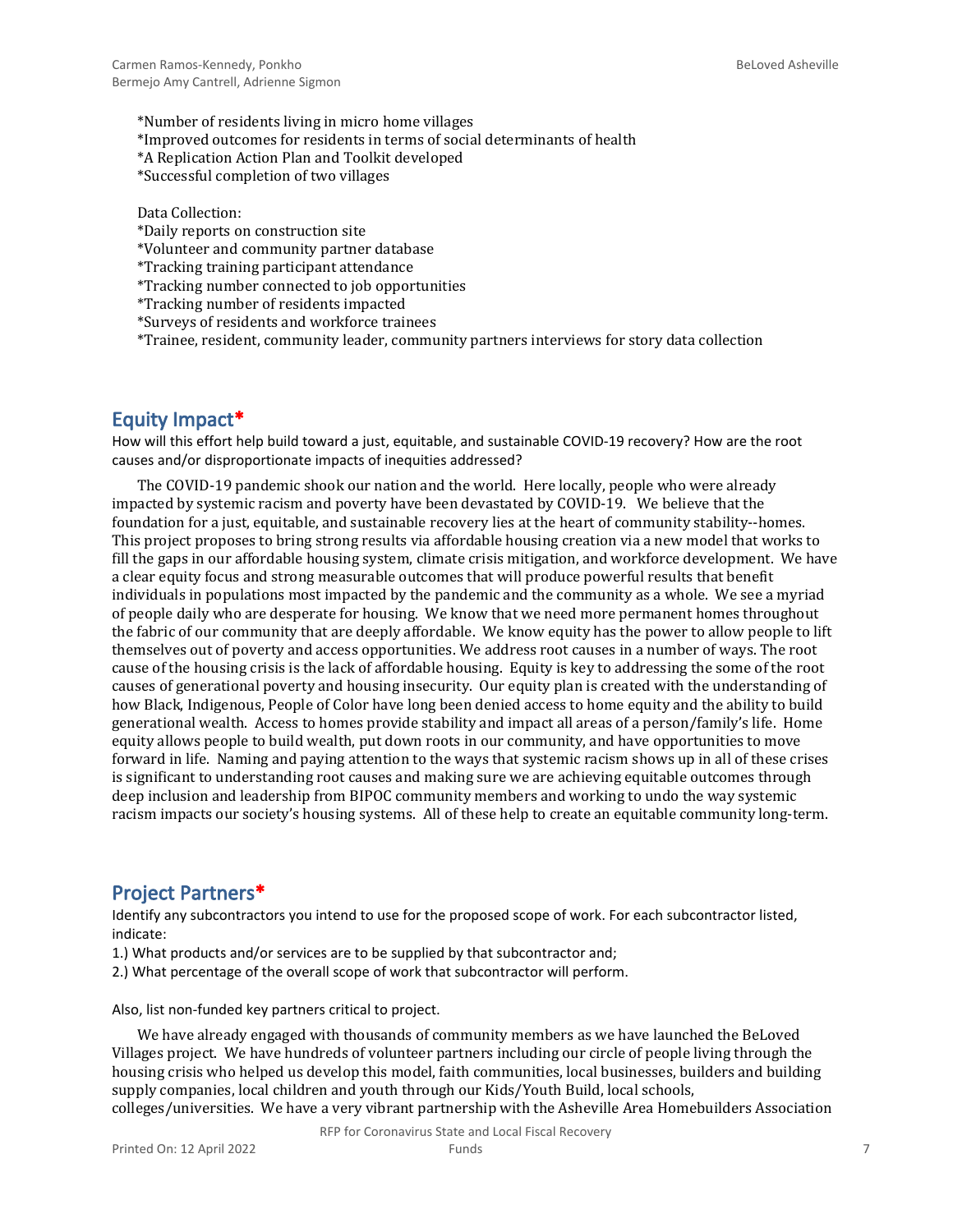*Number of residents living in micro home villages
*Improved outcomes for residents in terms of social determinants of health
*A Replication Action Plan and Toolkit developed
*Successful completion of two villages

Data Collection:
*Daily reports on construction site
*Volunteer and community partner database
*Tracking training participant attendance
*Tracking number connected to job opportunities
*Tracking number of residents impacted
*Surveys of residents and workforce trainees
*Trainee, resident, community leader, community partners interviews for story data collection

## Equity Impact*

How will this effort help build toward a just, equitable, and sustainable COVID-19 recovery? How are the root causes and/or disproportionate impacts of inequities addressed?

The COVID-19 pandemic shook our nation and the world. Here locally, people who were already impacted by systemic racism and poverty have been devastated by COVID-19. We believe that the foundation for a just, equitable, and sustainable recovery lies at the heart of community stability--homes. This project proposes to bring strong results via affordable housing creation via a new model that works to fill the gaps in our affordable housing system, climate crisis mitigation, and workforce development. We have a clear equity focus and strong measurable outcomes that will produce powerful results that benefit individuals in populations most impacted by the pandemic and the community as a whole. We see a myriad of people daily who are desperate for housing. We know that we need more permanent homes throughout the fabric of our community that are deeply affordable. We know equity has the power to allow people to lift themselves out of poverty and access opportunities. We address root causes in a number of ways. The root cause of the housing crisis is the lack of affordable housing. Equity is key to addressing the some of the root causes of generational poverty and housing insecurity. Our equity plan is created with the understanding of how Black, Indigenous, People of Color have long been denied access to home equity and the ability to build generational wealth. Access to homes provide stability and impact all areas of a person/family's life. Home equity allows people to build wealth, put down roots in our community, and have opportunities to move forward in life. Naming and paying attention to the ways that systemic racism shows up in all of these crises is significant to understanding root causes and making sure we are achieving equitable outcomes through deep inclusion and leadership from BIPOC community members and working to undo the way systemic racism impacts our society's housing systems. All of these help to create an equitable community long-term.

## Project Partners*

Identify any subcontractors you intend to use for the proposed scope of work. For each subcontractor listed, indicate:

1.) What products and/or services are to be supplied by that subcontractor and;
2.) What percentage of the overall scope of work that subcontractor will perform.

Also, list non-funded key partners critical to project.

We have already engaged with thousands of community members as we have launched the BeLoved Villages project. We have hundreds of volunteer partners including our circle of people living through the housing crisis who helped us develop this model, faith communities, local businesses, builders and building supply companies, local children and youth through our Kids/Youth Build, local schools, colleges/universities. We have a very vibrant partnership with the Asheville Area Homebuilders Association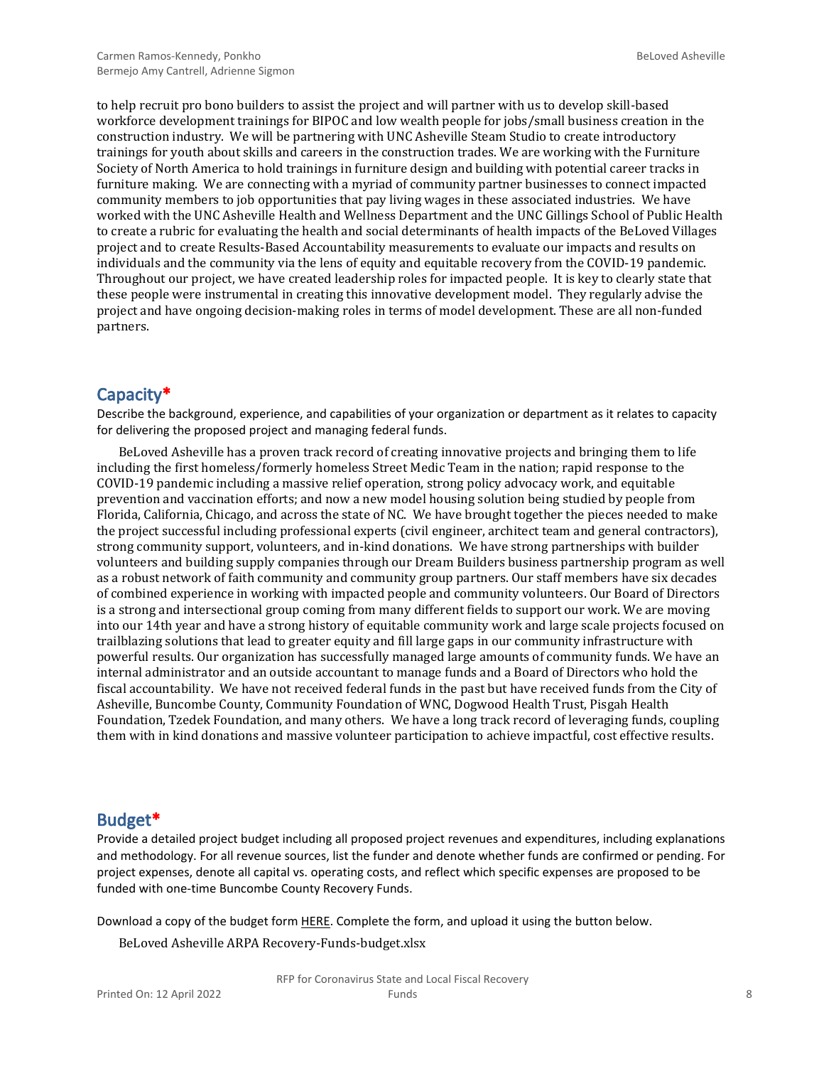to help recruit pro bono builders to assist the project and will partner with us to develop skill-based workforce development trainings for BIPOC and low wealth people for jobs/small business creation in the construction industry. We will be partnering with UNC Asheville Steam Studio to create introductory trainings for youth about skills and careers in the construction trades. We are working with the Furniture Society of North America to hold trainings in furniture design and building with potential career tracks in furniture making. We are connecting with a myriad of community partner businesses to connect impacted community members to job opportunities that pay living wages in these associated industries. We have worked with the UNC Asheville Health and Wellness Department and the UNC Gillings School of Public Health to create a rubric for evaluating the health and social determinants of health impacts of the BeLoved Villages project and to create Results-Based Accountability measurements to evaluate our impacts and results on individuals and the community via the lens of equity and equitable recovery from the COVID-19 pandemic. Throughout our project, we have created leadership roles for impacted people. It is key to clearly state that these people were instrumental in creating this innovative development model. They regularly advise the project and have ongoing decision-making roles in terms of model development. These are all non-funded partners.

## Capacity*

Describe the background, experience, and capabilities of your organization or department as it relates to capacity for delivering the proposed project and managing federal funds.

BeLoved Asheville has a proven track record of creating innovative projects and bringing them to life including the first homeless/formerly homeless Street Medic Team in the nation; rapid response to the COVID-19 pandemic including a massive relief operation, strong policy advocacy work, and equitable prevention and vaccination efforts; and now a new model housing solution being studied by people from Florida, California, Chicago, and across the state of NC. We have brought together the pieces needed to make the project successful including professional experts (civil engineer, architect team and general contractors), strong community support, volunteers, and in-kind donations. We have strong partnerships with builder volunteers and building supply companies through our Dream Builders business partnership program as well as a robust network of faith community and community group partners. Our staff members have six decades of combined experience in working with impacted people and community volunteers. Our Board of Directors is a strong and intersectional group coming from many different fields to support our work. We are moving into our 14th year and have a strong history of equitable community work and large scale projects focused on trailblazing solutions that lead to greater equity and fill large gaps in our community infrastructure with powerful results. Our organization has successfully managed large amounts of community funds. We have an internal administrator and an outside accountant to manage funds and a Board of Directors who hold the fiscal accountability. We have not received federal funds in the past but have received funds from the City of Asheville, Buncombe County, Community Foundation of WNC, Dogwood Health Trust, Pisgah Health Foundation, Tzedek Foundation, and many others. We have a long track record of leveraging funds, coupling them with in kind donations and massive volunteer participation to achieve impactful, cost effective results.

## Budget*

Provide a detailed project budget including all proposed project revenues and expenditures, including explanations and methodology. For all revenue sources, list the funder and denote whether funds are confirmed or pending. For project expenses, denote all capital vs. operating costs, and reflect which specific expenses are proposed to be funded with one-time Buncombe County Recovery Funds.

Download a copy of the budget form HERE. Complete the form, and upload it using the button below.

BeLoved Asheville ARPA Recovery-Funds-budget.xlsx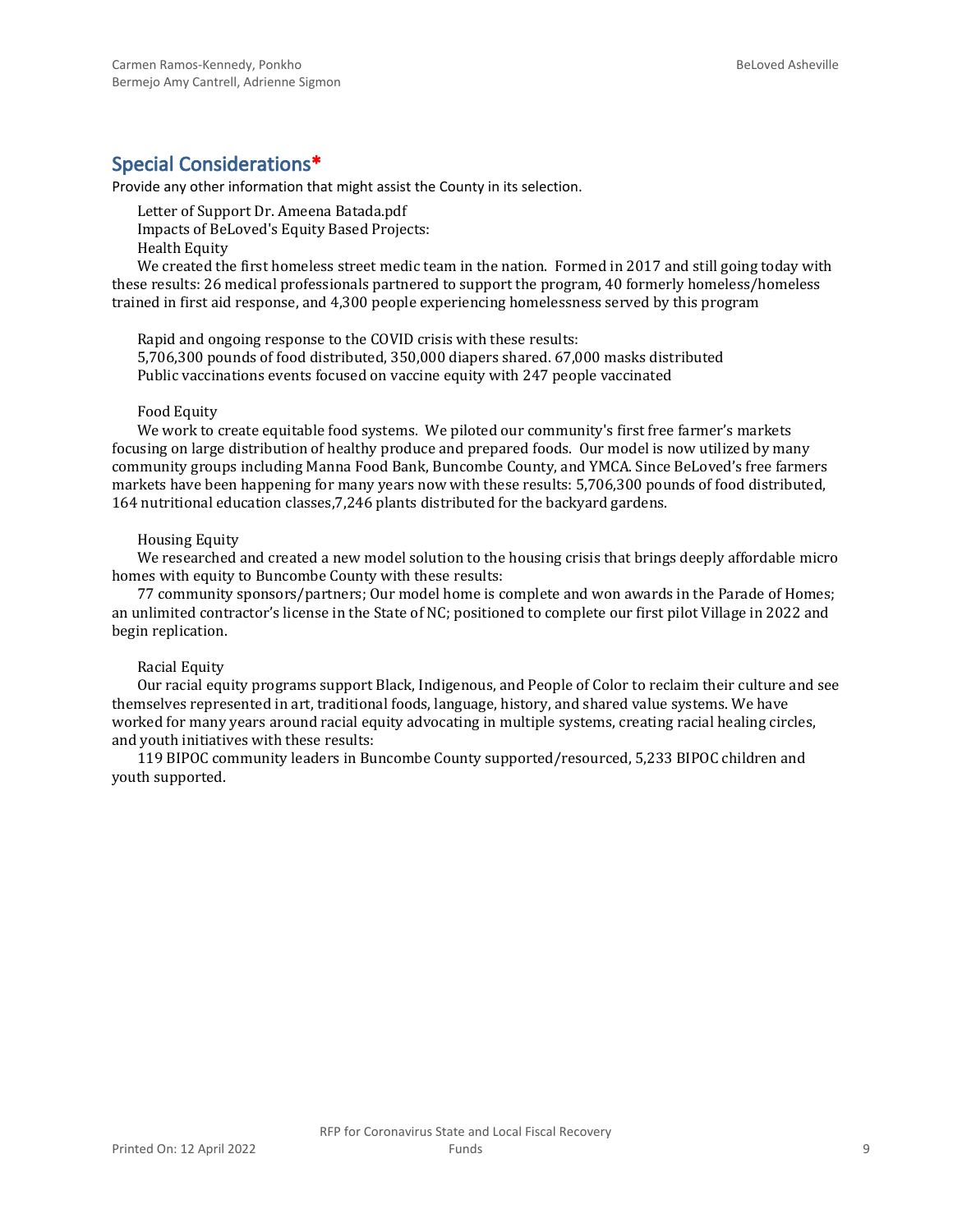## Special Considerations*

Provide any other information that might assist the County in its selection.

Letter of Support Dr. Ameena Batada.pdf

Impacts of BeLoved's Equity Based Projects:

Health Equity

We created the first homeless street medic team in the nation. Formed in 2017 and still going today with these results: 26 medical professionals partnered to support the program, 40 formerly homeless/homeless trained in first aid response, and 4,300 people experiencing homelessness served by this program

Rapid and ongoing response to the COVID crisis with these results:
5,706,300 pounds of food distributed, 350,000 diapers shared. 67,000 masks distributed
Public vaccinations events focused on vaccine equity with 247 people vaccinated

Food Equity

We work to create equitable food systems. We piloted our community's first free farmer's markets focusing on large distribution of healthy produce and prepared foods. Our model is now utilized by many community groups including Manna Food Bank, Buncombe County, and YMCA. Since BeLoved's free farmers markets have been happening for many years now with these results: 5,706,300 pounds of food distributed, 164 nutritional education classes,7,246 plants distributed for the backyard gardens.

Housing Equity

We researched and created a new model solution to the housing crisis that brings deeply affordable micro homes with equity to Buncombe County with these results:

77 community sponsors/partners; Our model home is complete and won awards in the Parade of Homes; an unlimited contractor's license in the State of NC; positioned to complete our first pilot Village in 2022 and begin replication.

Racial Equity

Our racial equity programs support Black, Indigenous, and People of Color to reclaim their culture and see themselves represented in art, traditional foods, language, history, and shared value systems. We have worked for many years around racial equity advocating in multiple systems, creating racial healing circles, and youth initiatives with these results:

119 BIPOC community leaders in Buncombe County supported/resourced, 5,233 BIPOC children and youth supported.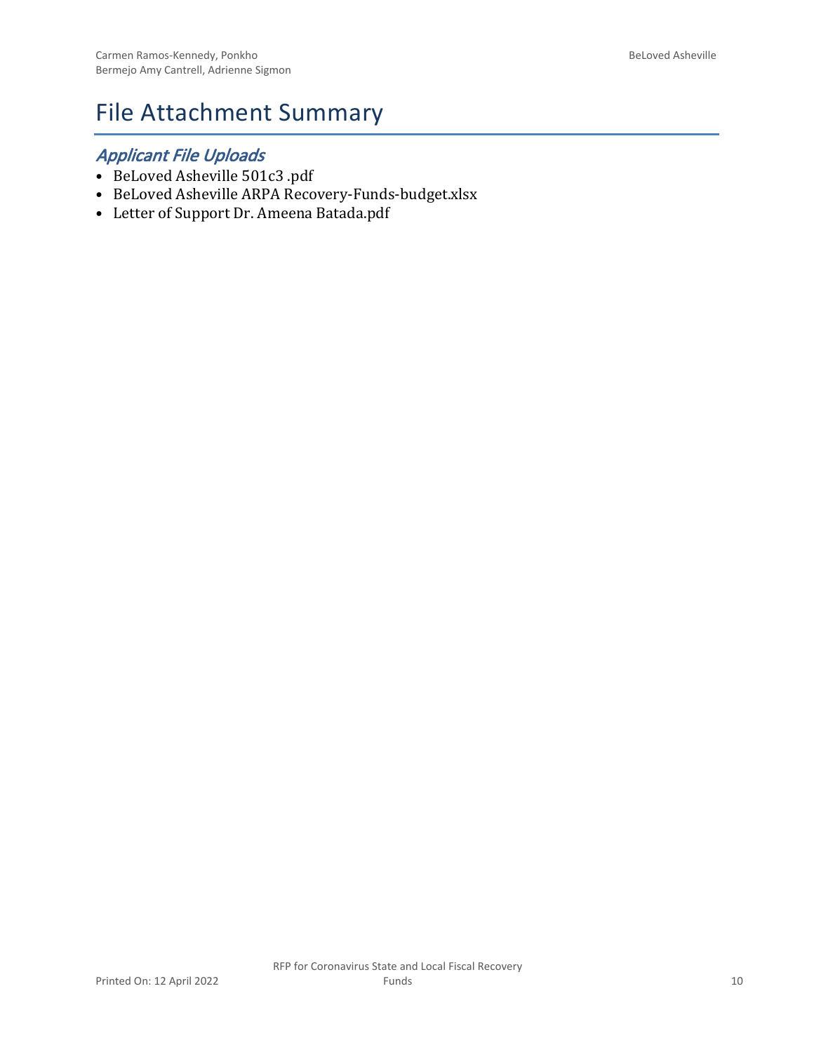# File Attachment Summary

## *Applicant File Uploads*

- BeLoved Asheville 501c3 .pdf
- BeLoved Asheville ARPA Recovery-Funds-budget.xlsx
- Letter of Support Dr. Ameena Batada.pdf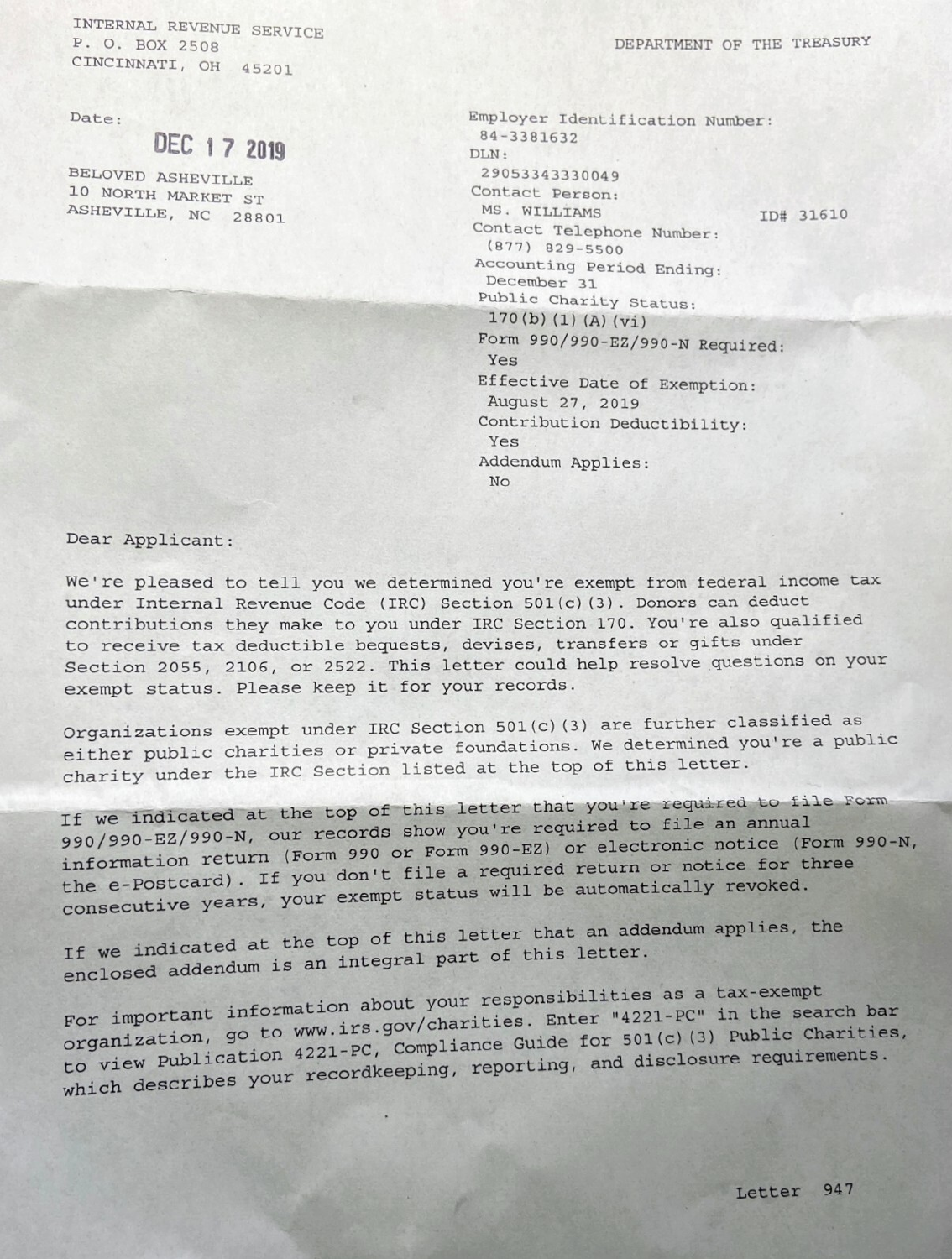INTERNAL REVENUE SERVICE
P. O. BOX 2508
CINCINNATI, OH 45201

DEPARTMENT OF THE TREASURY

Date:

DEC 17 2019

BELOVED ASHEVILLE
10 NORTH MARKET ST
ASHEVILLE, NC 28801

Employer Identification Number:
84-3381632
DLN:
29053343330049
Contact Person:
MS. WILLIAMS ID# 31610
Contact Telephone Number:
(877) 829-5500
Accounting Period Ending:
December 31
Public Charity Status:
170(b)(1)(A)(vi)
Form 990/990-EZ/990-N Required:
Yes
Effective Date of Exemption:
August 27, 2019
Contribution Deductibility:
Yes
Addendum Applies:
No

Dear Applicant:

We're pleased to tell you we determined you're exempt from federal income tax under Internal Revenue Code (IRC) Section 501(c)(3). Donors can deduct contributions they make to you under IRC Section 170. You're also qualified to receive tax deductible bequests, devises, transfers or gifts under Section 2055, 2106, or 2522. This letter could help resolve questions on your exempt status. Please keep it for your records.

Organizations exempt under IRC Section 501(c)(3) are further classified as either public charities or private foundations. We determined you're a public charity under the IRC Section listed at the top of this letter.

If we indicated at the top of this letter that you're required to file Form 990/990-EZ/990-N, our records show you're required to file an annual information return (Form 990 or Form 990-EZ) or electronic notice (Form 990-N, the e-Postcard). If you don't file a required return or notice for three consecutive years, your exempt status will be automatically revoked.

If we indicated at the top of this letter that an addendum applies, the enclosed addendum is an integral part of this letter.

For important information about your responsibilities as a tax-exempt organization, go to www.irs.gov/charities. Enter "4221-PC" in the search bar to view Publication 4221-PC, Compliance Guide for 501(c)(3) Public Charities, which describes your recordkeeping, reporting, and disclosure requirements.

Letter 947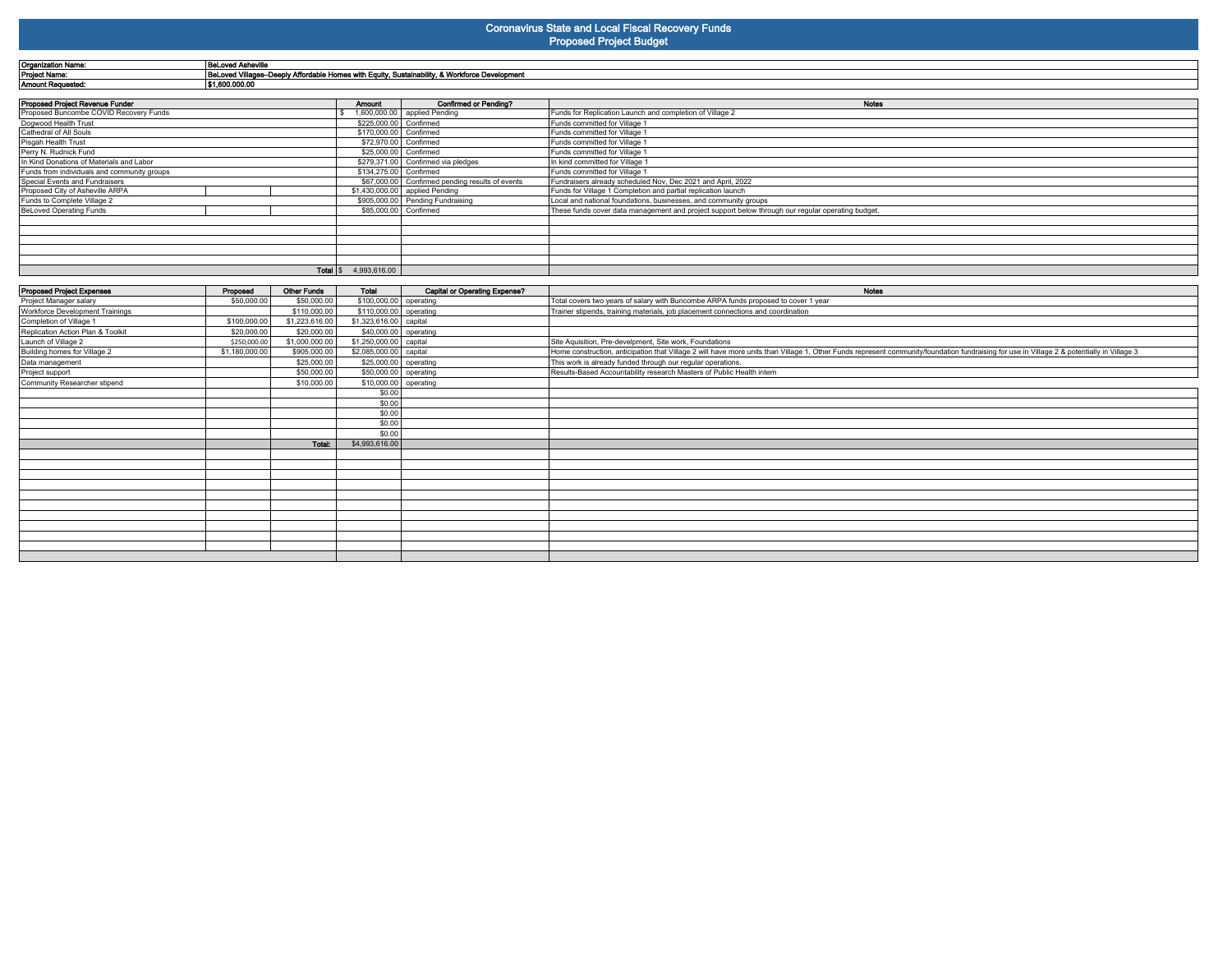# Coronavirus State and Local Fiscal Recovery Funds
## Proposed Project Budget

| | |
|---|---|
| **Organization Name:** | **BeLoved Asheville** |
| **Project Name:** | **BeLoved Villages–Deeply Affordable Homes with Equity, Sustainability, & Workforce Development** |
| **Amount Requested:** | **$1,600,000.00** |

| Proposed Project Revenue Funder | Amount | Confirmed or Pending? | Notes |
|---|---|---|---|
| Proposed Buncombe COVID Recovery Funds | $ 1,600,000.00 | applied Pending | Funds for Replication Launch and completion of Village 2 |
| Dogwood Health Trust | $225,000.00 | Confirmed | Funds committed for Village 1 |
| Cathedral of All Souls | $170,000.00 | Confirmed | Funds committed for Village 1 |
| Pisgah Health Trust | $72,970.00 | Confirmed | Funds committed for Village 1 |
| Perry N. Rudnick Fund | $25,000.00 | Confirmed | Funds committed for Village 1 |
| In Kind Donations of Materials and Labor | $279,371.00 | Confirmed via pledges | In kind committed for Village 1 |
| Funds from individuals and community groups | $134,275.00 | Confirmed | Funds committed for Village 1 |
| Special Events and Fundraisers | $67,000.00 | Confirmed pending results of events | Fundraisers already scheduled Nov, Dec 2021 and April, 2022 |
| Proposed City of Asheville ARPA | $1,430,000.00 | applied Pending | Funds for Village 1 Completion and partial replication launch |
| Funds to Complete Village 2 | $905,000.00 | Pending Fundraising | Local and national foundations, businesses, and community groups |
| BeLoved Operating Funds | $85,000.00 | Confirmed | These funds cover data management and project support below through our regular operating budget. |
| **Total** | $ 4,993,616.00 | | |

| Proposed Project Expenses | Proposed | Other Funds | Total | Capital or Operating Expense? | Notes |
|---|---|---|---|---|---|
| Project Manager salary | $50,000.00 | $50,000.00 | $100,000.00 | operating | Total covers two years of salary with Buncombe ARPA funds proposed to cover 1 year |
| Workforce Development Trainings | | $110,000.00 | $110,000.00 | operating | Trainer stipends, training materials, job placement connections and coordination |
| Completion of Village 1 | $100,000.00 | $1,223,616.00 | $1,323,616.00 | capital | |
| Replication Action Plan & Toolkit | $20,000.00 | $20,000.00 | $40,000.00 | operating | |
| Launch of Village 2 | $250,000.00 | $1,000,000.00 | $1,250,000.00 | capital | Site Aquisition, Pre-develpment, Site work, Foundations |
| Building homes for Village 2 | $1,180,000.00 | $905,000.00 | $2,085,000.00 | capital | Home construction, anticipation that Village 2 will have more units than Village 1, Other Funds represent community/foundation fundraising for use in Village 2 & potentially in Village 3 |
| Data management | | $25,000.00 | $25,000.00 | operating | This work is already funded through our regular operations. |
| Project support | | $50,000.00 | $50,000.00 | operating | Results-Based Accountability research Masters of Public Health intern |
| Community Researcher stipend | | $10,000.00 | $10,000.00 | operating | |
| | | | $0.00 | | |
| | | | $0.00 | | |
| | | | $0.00 | | |
| | | | $0.00 | | |
| | | | $0.00 | | |
| | | **Total:** | $4,993,616.00 | | |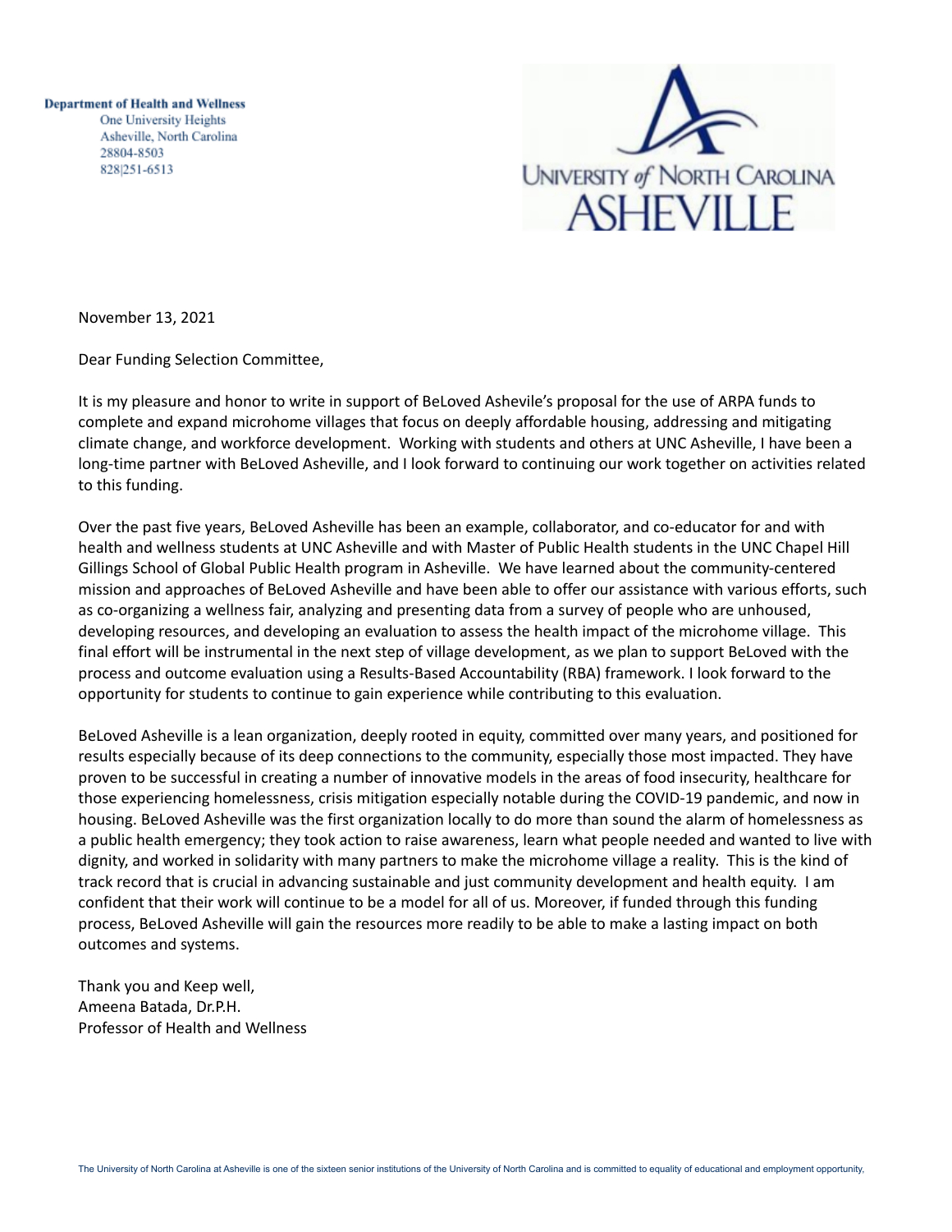**Department of Health and Wellness**
One University Heights
Asheville, North Carolina
28804-8503
828|251-6513

UNIVERSITY of NORTH CAROLINA
ASHEVILLE

November 13, 2021

Dear Funding Selection Committee,

It is my pleasure and honor to write in support of BeLoved Ashevile's proposal for the use of ARPA funds to complete and expand microhome villages that focus on deeply affordable housing, addressing and mitigating climate change, and workforce development. Working with students and others at UNC Asheville, I have been a long-time partner with BeLoved Asheville, and I look forward to continuing our work together on activities related to this funding.

Over the past five years, BeLoved Asheville has been an example, collaborator, and co-educator for and with health and wellness students at UNC Asheville and with Master of Public Health students in the UNC Chapel Hill Gillings School of Global Public Health program in Asheville. We have learned about the community-centered mission and approaches of BeLoved Asheville and have been able to offer our assistance with various efforts, such as co-organizing a wellness fair, analyzing and presenting data from a survey of people who are unhoused, developing resources, and developing an evaluation to assess the health impact of the microhome village. This final effort will be instrumental in the next step of village development, as we plan to support BeLoved with the process and outcome evaluation using a Results-Based Accountability (RBA) framework. I look forward to the opportunity for students to continue to gain experience while contributing to this evaluation.

BeLoved Asheville is a lean organization, deeply rooted in equity, committed over many years, and positioned for results especially because of its deep connections to the community, especially those most impacted. They have proven to be successful in creating a number of innovative models in the areas of food insecurity, healthcare for those experiencing homelessness, crisis mitigation especially notable during the COVID-19 pandemic, and now in housing. BeLoved Asheville was the first organization locally to do more than sound the alarm of homelessness as a public health emergency; they took action to raise awareness, learn what people needed and wanted to live with dignity, and worked in solidarity with many partners to make the microhome village a reality. This is the kind of track record that is crucial in advancing sustainable and just community development and health equity. I am confident that their work will continue to be a model for all of us. Moreover, if funded through this funding process, BeLoved Asheville will gain the resources more readily to be able to make a lasting impact on both outcomes and systems.

Thank you and Keep well,
Ameena Batada, Dr.P.H.
Professor of Health and Wellness

The University of North Carolina at Asheville is one of the sixteen senior institutions of the University of North Carolina and is committed to equality of educational and employment opportunity,